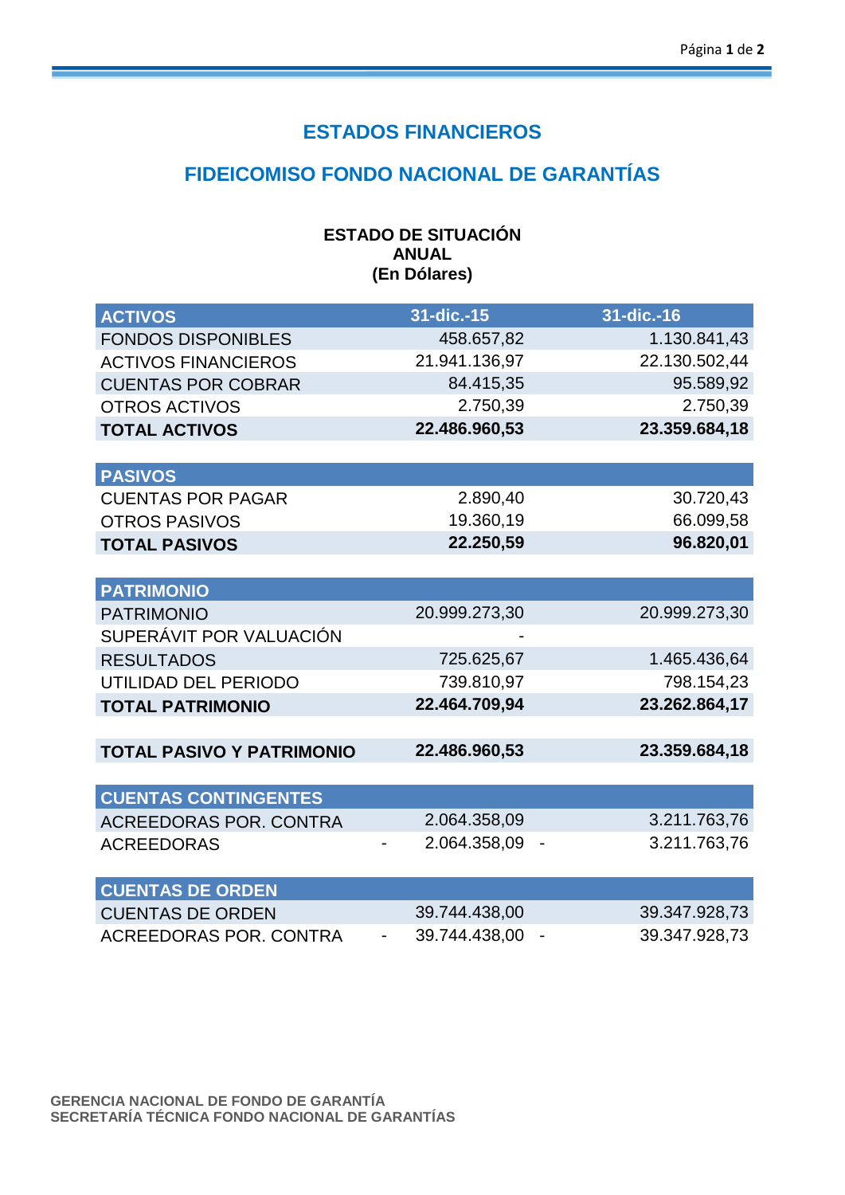# ESTADOS FINANCIEROS

## FIDEICOMISO FONDO NACIONAL DE GARANTÍAS

### ESTADO DE SITUACIÓN
### ANUAL
### (En Dólares)

| ACTIVOS | 31-dic.-15 | 31-dic.-16 |
|---|---|---|
| FONDOS DISPONIBLES | 458.657,82 | 1.130.841,43 |
| ACTIVOS FINANCIEROS | 21.941.136,97 | 22.130.502,44 |
| CUENTAS POR COBRAR | 84.415,35 | 95.589,92 |
| OTROS ACTIVOS | 2.750,39 | 2.750,39 |
| **TOTAL ACTIVOS** | **22.486.960,53** | **23.359.684,18** |
| | | |
| **PASIVOS** | | |
| CUENTAS POR PAGAR | 2.890,40 | 30.720,43 |
| OTROS PASIVOS | 19.360,19 | 66.099,58 |
| **TOTAL PASIVOS** | **22.250,59** | **96.820,01** |
| | | |
| **PATRIMONIO** | | |
| PATRIMONIO | 20.999.273,30 | 20.999.273,30 |
| SUPERÁVIT POR VALUACIÓN | - | |
| RESULTADOS | 725.625,67 | 1.465.436,64 |
| UTILIDAD DEL PERIODO | 739.810,97 | 798.154,23 |
| **TOTAL PATRIMONIO** | **22.464.709,94** | **23.262.864,17** |
| | | |
| **TOTAL PASIVO Y PATRIMONIO** | **22.486.960,53** | **23.359.684,18** |
| | | |
| **CUENTAS CONTINGENTES** | | |
| ACREEDORAS POR. CONTRA | 2.064.358,09 | 3.211.763,76 |
| ACREEDORAS | - 2.064.358,09 | - 3.211.763,76 |
| | | |
| **CUENTAS DE ORDEN** | | |
| CUENTAS DE ORDEN | 39.744.438,00 | 39.347.928,73 |
| ACREEDORAS POR. CONTRA | - 39.744.438,00 | - 39.347.928,73 |

GERENCIA NACIONAL DE FONDO DE GARANTÍA
SECRETARÍA TÉCNICA FONDO NACIONAL DE GARANTÍAS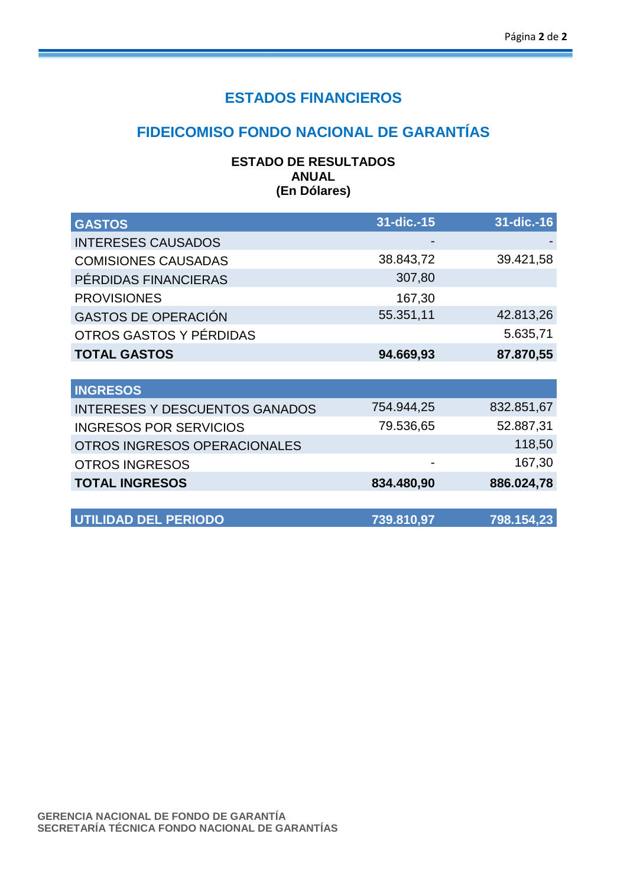# ESTADOS FINANCIEROS

## FIDEICOMISO FONDO NACIONAL DE GARANTÍAS

### ESTADO DE RESULTADOS
**ANUAL**
**(En Dólares)**

| GASTOS | 31-dic.-15 | 31-dic.-16 |
|---|---|---|
| INTERESES CAUSADOS | - | - |
| COMISIONES CAUSADAS | 38.843,72 | 39.421,58 |
| PÉRDIDAS FINANCIERAS | 307,80 | |
| PROVISIONES | 167,30 | |
| GASTOS DE OPERACIÓN | 55.351,11 | 42.813,26 |
| OTROS GASTOS Y PÉRDIDAS | | 5.635,71 |
| **TOTAL GASTOS** | **94.669,93** | **87.870,55** |
| | | |
| **INGRESOS** | | |
| INTERESES Y DESCUENTOS GANADOS | 754.944,25 | 832.851,67 |
| INGRESOS POR SERVICIOS | 79.536,65 | 52.887,31 |
| OTROS INGRESOS OPERACIONALES | | 118,50 |
| OTROS INGRESOS | - | 167,30 |
| **TOTAL INGRESOS** | **834.480,90** | **886.024,78** |
| | | |
| **UTILIDAD DEL PERIODO** | **739.810,97** | **798.154,23** |

**GERENCIA NACIONAL DE FONDO DE GARANTÍA**
**SECRETARÍA TÉCNICA FONDO NACIONAL DE GARANTÍAS**